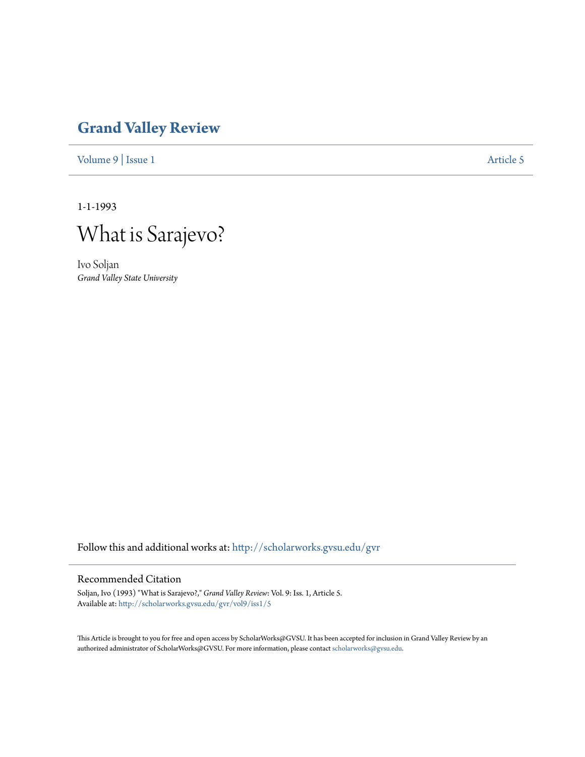# Grand Valley Review

Volume 9 | Issue 1 Article 5

1-1-1993

# What is Sarajevo?

Ivo Soljan
*Grand Valley State University*

Follow this and additional works at: http://scholarworks.gvsu.edu/gvr

## Recommended Citation

Soljan, Ivo (1993) "What is Sarajevo?," *Grand Valley Review*: Vol. 9: Iss. 1, Article 5.
Available at: http://scholarworks.gvsu.edu/gvr/vol9/iss1/5

This Article is brought to you for free and open access by ScholarWorks@GVSU. It has been accepted for inclusion in Grand Valley Review by an authorized administrator of ScholarWorks@GVSU. For more information, please contact scholarworks@gvsu.edu.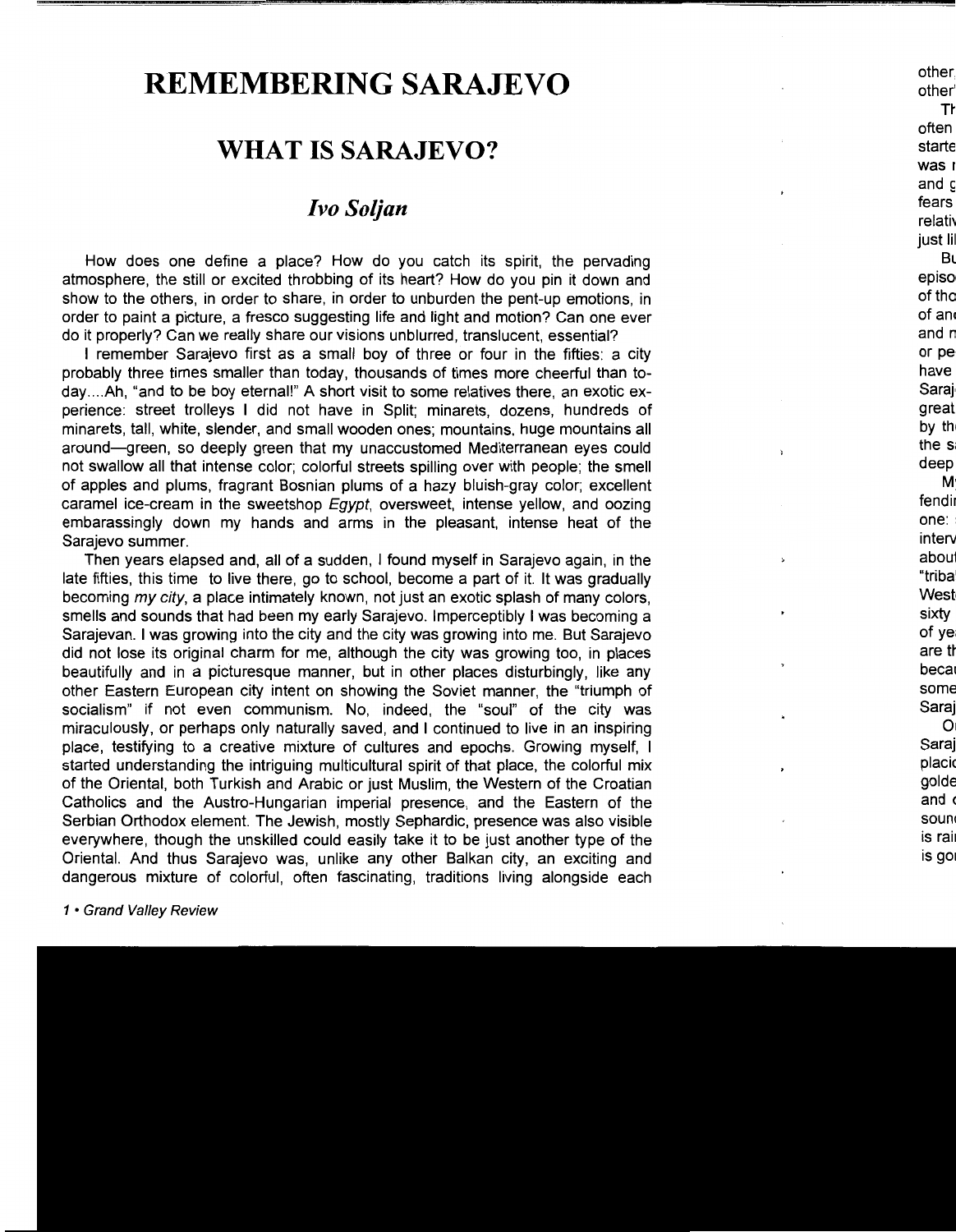# REMEMBERING SARAJEVO

## WHAT IS SARAJEVO?

### *Ivo Soljan*

How does one define a place? How do you catch its spirit, the pervading atmosphere, the still or excited throbbing of its heart? How do you pin it down and show to the others, in order to share, in order to unburden the pent-up emotions, in order to paint a picture, a fresco suggesting life and light and motion? Can one ever do it properly? Can we really share our visions unblurred, translucent, essential?

I remember Sarajevo first as a small boy of three or four in the fifties: a city probably three times smaller than today, thousands of times more cheerful than today....Ah, "and to be boy eternal!" A short visit to some relatives there, an exotic experience: street trolleys I did not have in Split; minarets, dozens, hundreds of minarets, tall, white, slender, and small wooden ones; mountains, huge mountains all around—green, so deeply green that my unaccustomed Mediterranean eyes could not swallow all that intense color; colorful streets spilling over with people; the smell of apples and plums, fragrant Bosnian plums of a hazy bluish-gray color; excellent caramel ice-cream in the sweetshop *Egypt*, oversweet, intense yellow, and oozing embarassingly down my hands and arms in the pleasant, intense heat of the Sarajevo summer.

Then years elapsed and, all of a sudden, I found myself in Sarajevo again, in the late fifties, this time to live there, go to school, become a part of it. It was gradually becoming *my city*, a place intimately known, not just an exotic splash of many colors, smells and sounds that had been my early Sarajevo. Imperceptibly I was becoming a Sarajevan. I was growing into the city and the city was growing into me. But Sarajevo did not lose its original charm for me, although the city was growing too, in places beautifully and in a picturesque manner, but in other places disturbingly, like any other Eastern European city intent on showing the Soviet manner, the "triumph of socialism" if not even communism. No, indeed, the "soul" of the city was miraculously, or perhaps only naturally saved, and I continued to live in an inspiring place, testifying to a creative mixture of cultures and epochs. Growing myself, I started understanding the intriguing multicultural spirit of that place, the colorful mix of the Oriental, both Turkish and Arabic or just Muslim, the Western of the Croatian Catholics and the Austro-Hungarian imperial presence, and the Eastern of the Serbian Orthodox element. The Jewish, mostly Sephardic, presence was also visible everywhere, though the unskilled could easily take it to be just another type of the Oriental. And thus Sarajevo was, unlike any other Balkan city, an exciting and dangerous mixture of colorful, often fascinating, traditions living alongside each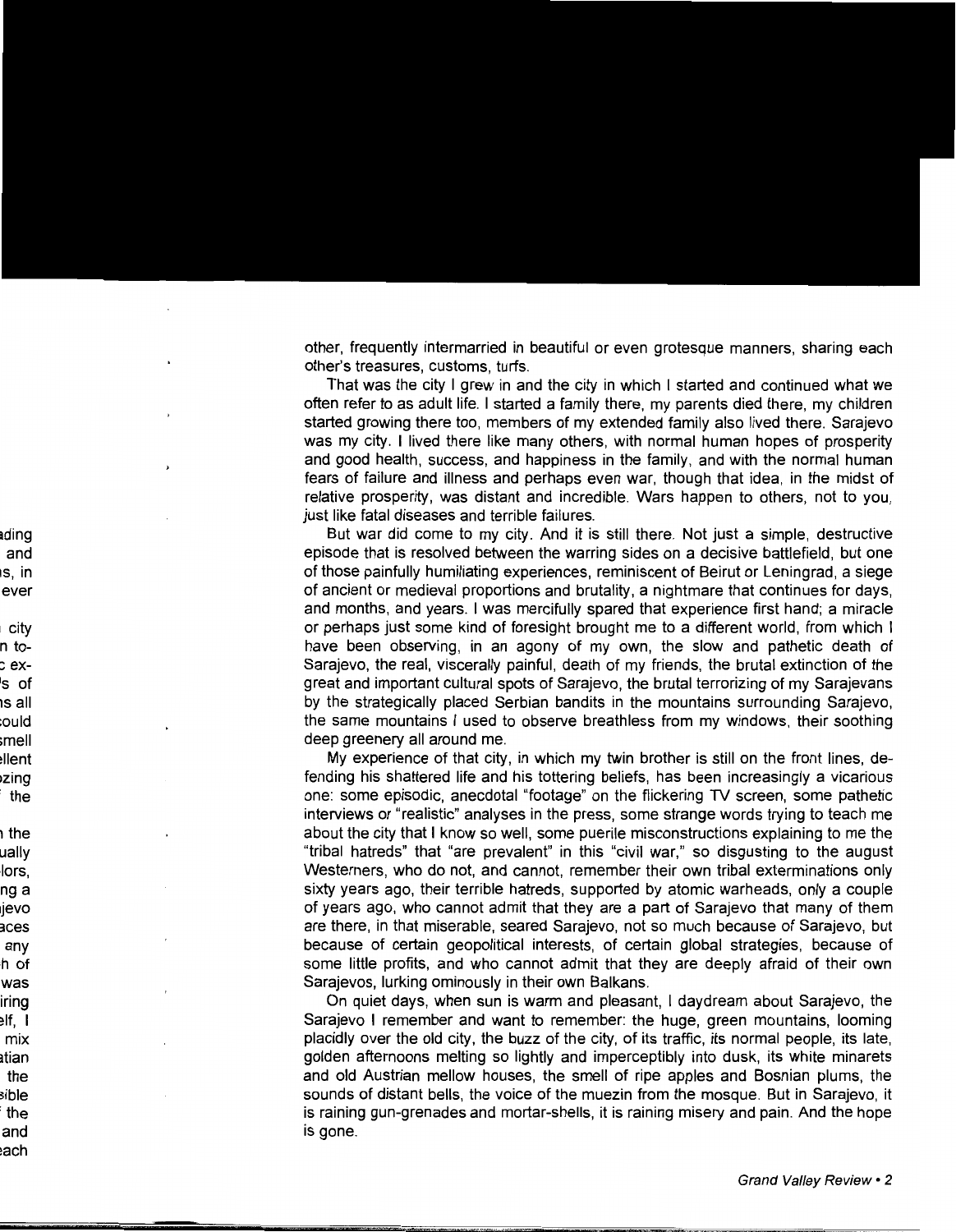other, frequently intermarried in beautiful or even grotesque manners, sharing each other's treasures, customs, turfs.

That was the city I grew in and the city in which I started and continued what we often refer to as adult life. I started a family there, my parents died there, my children started growing there too, members of my extended family also lived there. Sarajevo was my city. I lived there like many others, with normal human hopes of prosperity and good health, success, and happiness in the family, and with the normal human fears of failure and illness and perhaps even war, though that idea, in the midst of relative prosperity, was distant and incredible. Wars happen to others, not to you, just like fatal diseases and terrible failures.

But war did come to my city. And it is still there. Not just a simple, destructive episode that is resolved between the warring sides on a decisive battlefield, but one of those painfully humiliating experiences, reminiscent of Beirut or Leningrad, a siege of ancient or medieval proportions and brutality, a nightmare that continues for days, and months, and years. I was mercifully spared that experience first hand; a miracle or perhaps just some kind of foresight brought me to a different world, from which I have been observing, in an agony of my own, the slow and pathetic death of Sarajevo, the real, viscerally painful, death of my friends, the brutal extinction of the great and important cultural spots of Sarajevo, the brutal terrorizing of my Sarajevans by the strategically placed Serbian bandits in the mountains surrounding Sarajevo, the same mountains I used to observe breathless from my windows, their soothing deep greenery all around me.

My experience of that city, in which my twin brother is still on the front lines, defending his shattered life and his tottering beliefs, has been increasingly a vicarious one: some episodic, anecdotal "footage" on the flickering TV screen, some pathetic interviews or "realistic" analyses in the press, some strange words trying to teach me about the city that I know so well, some puerile misconstructions explaining to me the "tribal hatreds" that "are prevalent" in this "civil war," so disgusting to the august Westerners, who do not, and cannot, remember their own tribal exterminations only sixty years ago, their terrible hatreds, supported by atomic warheads, only a couple of years ago, who cannot admit that they are a part of Sarajevo that many of them are there, in that miserable, seared Sarajevo, not so much because of Sarajevo, but because of certain geopolitical interests, of certain global strategies, because of some little profits, and who cannot admit that they are deeply afraid of their own Sarajevos, lurking ominously in their own Balkans.

On quiet days, when sun is warm and pleasant, I daydream about Sarajevo, the Sarajevo I remember and want to remember: the huge, green mountains, looming placidly over the old city, the buzz of the city, of its traffic, its normal people, its late, golden afternoons melting so lightly and imperceptibly into dusk, its white minarets and old Austrian mellow houses, the smell of ripe apples and Bosnian plums, the sounds of distant bells, the voice of the muezin from the mosque. But in Sarajevo, it is raining gun-grenades and mortar-shells, it is raining misery and pain. And the hope is gone.